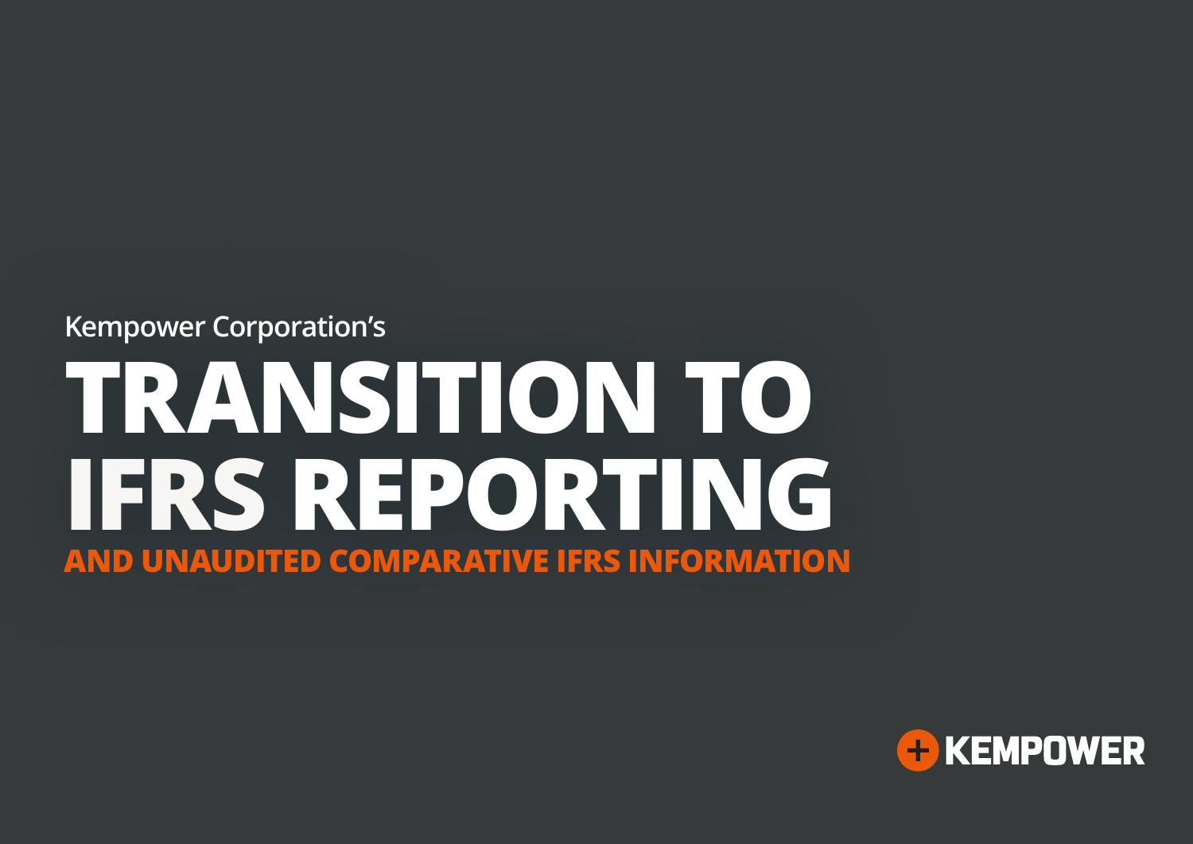Kempower Corporation's

# TRANSITION TO IFRS REPORTING

## AND UNAUDITED COMPARATIVE IFRS INFORMATION

KEMPOWER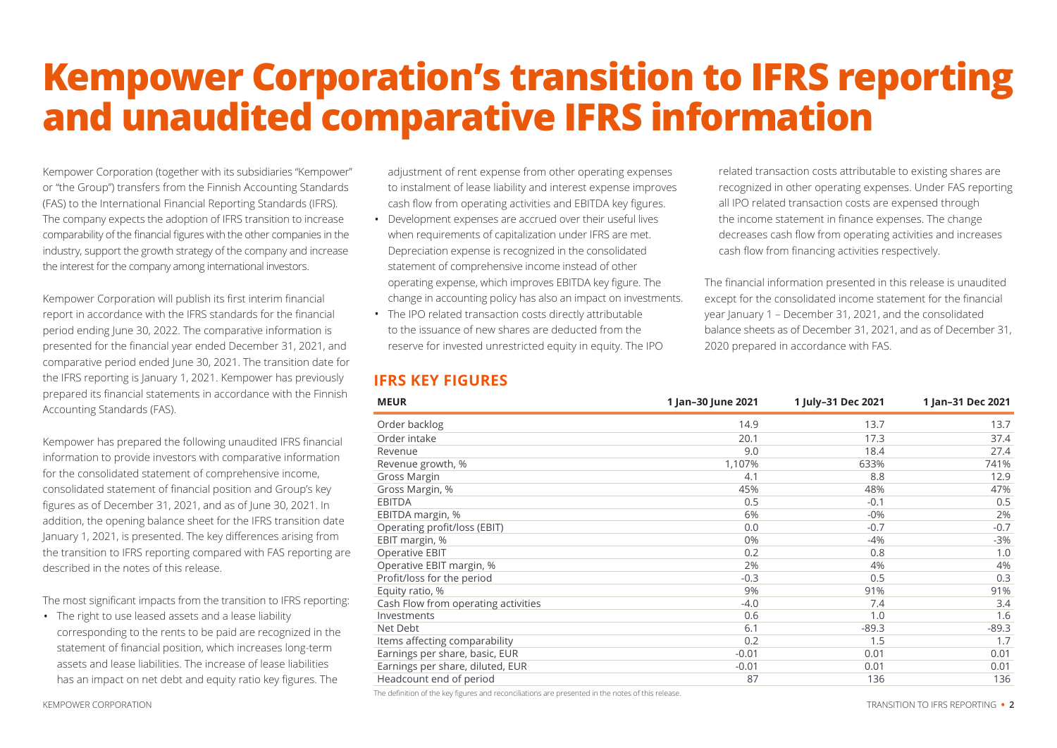# Kempower Corporation's transition to IFRS reporting and unaudited comparative IFRS information

Kempower Corporation (together with its subsidiaries "Kempower" or "the Group") transfers from the Finnish Accounting Standards (FAS) to the International Financial Reporting Standards (IFRS). The company expects the adoption of IFRS transition to increase comparability of the financial figures with the other companies in the industry, support the growth strategy of the company and increase the interest for the company among international investors.

Kempower Corporation will publish its first interim financial report in accordance with the IFRS standards for the financial period ending June 30, 2022. The comparative information is presented for the financial year ended December 31, 2021, and comparative period ended June 30, 2021. The transition date for the IFRS reporting is January 1, 2021. Kempower has previously prepared its financial statements in accordance with the Finnish Accounting Standards (FAS).

Kempower has prepared the following unaudited IFRS financial information to provide investors with comparative information for the consolidated statement of comprehensive income, consolidated statement of financial position and Group's key figures as of December 31, 2021, and as of June 30, 2021. In addition, the opening balance sheet for the IFRS transition date January 1, 2021, is presented. The key differences arising from the transition to IFRS reporting compared with FAS reporting are described in the notes of this release.

The most significant impacts from the transition to IFRS reporting:

- The right to use leased assets and a lease liability corresponding to the rents to be paid are recognized in the statement of financial position, which increases long-term assets and lease liabilities. The increase of lease liabilities has an impact on net debt and equity ratio key figures. The adjustment of rent expense from other operating expenses to instalment of lease liability and interest expense improves cash flow from operating activities and EBITDA key figures.
- Development expenses are accrued over their useful lives when requirements of capitalization under IFRS are met. Depreciation expense is recognized in the consolidated statement of comprehensive income instead of other operating expense, which improves EBITDA key figure. The change in accounting policy has also an impact on investments.
- The IPO related transaction costs directly attributable to the issuance of new shares are deducted from the reserve for invested unrestricted equity in equity. The IPO related transaction costs attributable to existing shares are recognized in other operating expenses. Under FAS reporting all IPO related transaction costs are expensed through the income statement in finance expenses. The change decreases cash flow from operating activities and increases cash flow from financing activities respectively.

The financial information presented in this release is unaudited except for the consolidated income statement for the financial year January 1 – December 31, 2021, and the consolidated balance sheets as of December 31, 2021, and as of December 31, 2020 prepared in accordance with FAS.

## IFRS KEY FIGURES

| MEUR | 1 Jan–30 June 2021 | 1 July–31 Dec 2021 | 1 Jan–31 Dec 2021 |
|---|---|---|---|
| Order backlog | 14.9 | 13.7 | 13.7 |
| Order intake | 20.1 | 17.3 | 37.4 |
| Revenue | 9.0 | 18.4 | 27.4 |
| Revenue growth, % | 1,107% | 633% | 741% |
| Gross Margin | 4.1 | 8.8 | 12.9 |
| Gross Margin, % | 45% | 48% | 47% |
| EBITDA | 0.5 | -0.1 | 0.5 |
| EBITDA margin, % | 6% | -0% | 2% |
| Operating profit/loss (EBIT) | 0.0 | -0.7 | -0.7 |
| EBIT margin, % | 0% | -4% | -3% |
| Operative EBIT | 0.2 | 0.8 | 1.0 |
| Operative EBIT margin, % | 2% | 4% | 4% |
| Profit/loss for the period | -0.3 | 0.5 | 0.3 |
| Equity ratio, % | 9% | 91% | 91% |
| Cash Flow from operating activities | -4.0 | 7.4 | 3.4 |
| Investments | 0.6 | 1.0 | 1.6 |
| Net Debt | 6.1 | -89.3 | -89.3 |
| Items affecting comparability | 0.2 | 1.5 | 1.7 |
| Earnings per share, basic, EUR | -0.01 | 0.01 | 0.01 |
| Earnings per share, diluted, EUR | -0.01 | 0.01 | 0.01 |
| Headcount end of period | 87 | 136 | 136 |

The definition of the key figures and reconciliations are presented in the notes of this release.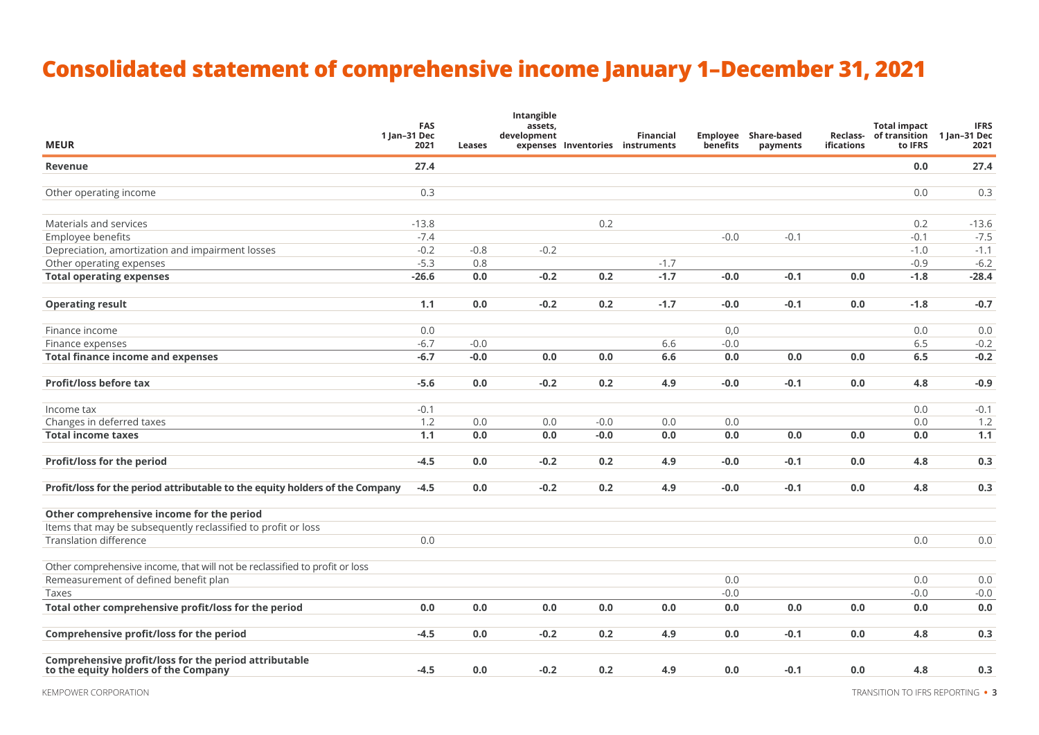# Consolidated statement of comprehensive income January 1–December 31, 2021

| MEUR | FAS 1 Jan–31 Dec 2021 | Leases | Intangible assets, development expenses | Inventories | Financial instruments | Employee benefits | Share-based payments | Reclass-ifications | Total impact of transition to IFRS | IFRS 1 Jan–31 Dec 2021 |
|---|---|---|---|---|---|---|---|---|---|---|
| **Revenue** | **27.4** | | | | | | | | **0.0** | **27.4** |
| Other operating income | 0.3 | | | | | | | | 0.0 | 0.3 |
| Materials and services | -13.8 | | | 0.2 | | | | | 0.2 | -13.6 |
| Employee benefits | -7.4 | | | | | -0.0 | -0.1 | | -0.1 | -7.5 |
| Depreciation, amortization and impairment losses | -0.2 | -0.8 | -0.2 | | | | | | -1.0 | -1.1 |
| Other operating expenses | -5.3 | 0.8 | | | -1.7 | | | | -0.9 | -6.2 |
| **Total operating expenses** | **-26.6** | **0.0** | **-0.2** | **0.2** | **-1.7** | **-0.0** | **-0.1** | **0.0** | **-1.8** | **-28.4** |
| **Operating result** | **1.1** | **0.0** | **-0.2** | **0.2** | **-1.7** | **-0.0** | **-0.1** | **0.0** | **-1.8** | **-0.7** |
| Finance income | 0.0 | | | | | 0,0 | | | 0.0 | 0.0 |
| Finance expenses | -6.7 | -0.0 | | | 6.6 | -0.0 | | | 6.5 | -0.2 |
| **Total finance income and expenses** | **-6.7** | **-0.0** | **0.0** | **0.0** | **6.6** | **0.0** | **0.0** | **0.0** | **6.5** | **-0.2** |
| **Profit/loss before tax** | **-5.6** | **0.0** | **-0.2** | **0.2** | **4.9** | **-0.0** | **-0.1** | **0.0** | **4.8** | **-0.9** |
| Income tax | -0.1 | | | | | | | | 0.0 | -0.1 |
| Changes in deferred taxes | 1.2 | 0.0 | 0.0 | -0.0 | 0.0 | 0.0 | | | 0.0 | 1.2 |
| **Total income taxes** | **1.1** | **0.0** | **0.0** | **-0.0** | **0.0** | **0.0** | **0.0** | **0.0** | **0.0** | **1.1** |
| **Profit/loss for the period** | **-4.5** | **0.0** | **-0.2** | **0.2** | **4.9** | **-0.0** | **-0.1** | **0.0** | **4.8** | **0.3** |
| **Profit/loss for the period attributable to the equity holders of the Company** | **-4.5** | **0.0** | **-0.2** | **0.2** | **4.9** | **-0.0** | **-0.1** | **0.0** | **4.8** | **0.3** |
| **Other comprehensive income for the period** | | | | | | | | | | |
| Items that may be subsequently reclassified to profit or loss | | | | | | | | | | |
| Translation difference | 0.0 | | | | | | | | 0.0 | 0.0 |
| Other comprehensive income, that will not be reclassified to profit or loss | | | | | | | | | | |
| Remeasurement of defined benefit plan | | | | | | 0.0 | | | 0.0 | 0.0 |
| Taxes | | | | | | -0.0 | | | -0.0 | -0.0 |
| **Total other comprehensive profit/loss for the period** | **0.0** | **0.0** | **0.0** | **0.0** | **0.0** | **0.0** | **0.0** | **0.0** | **0.0** | **0.0** |
| **Comprehensive profit/loss for the period** | **-4.5** | **0.0** | **-0.2** | **0.2** | **4.9** | **0.0** | **-0.1** | **0.0** | **4.8** | **0.3** |
| **Comprehensive profit/loss for the period attributable to the equity holders of the Company** | **-4.5** | **0.0** | **-0.2** | **0.2** | **4.9** | **0.0** | **-0.1** | **0.0** | **4.8** | **0.3** |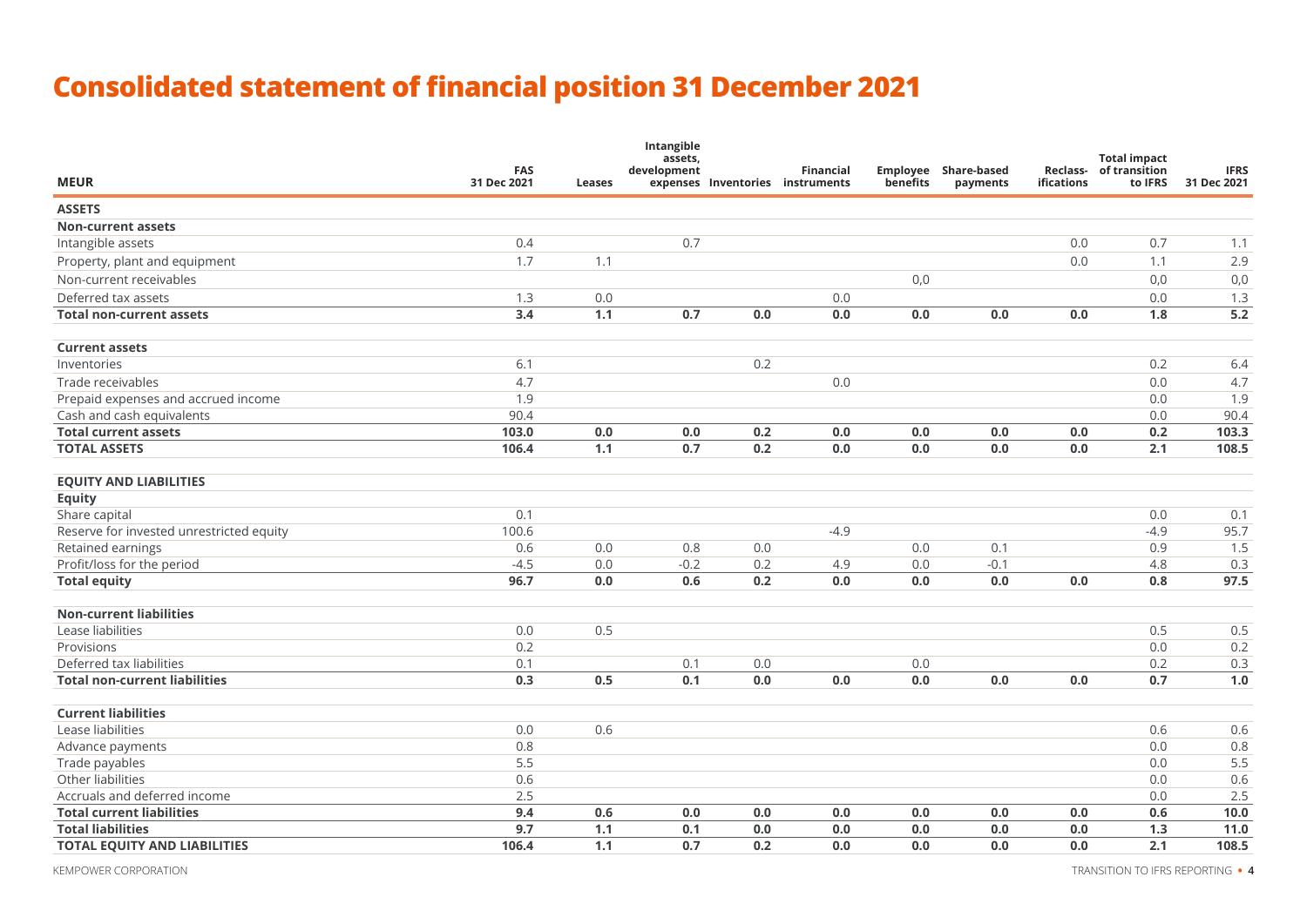# Consolidated statement of financial position 31 December 2021

| MEUR | FAS 31 Dec 2021 | Leases | Intangible assets, development expenses | Inventories | Financial instruments | Employee benefits | Share-based payments | Reclass-ifications | Total impact of transition to IFRS | IFRS 31 Dec 2021 |
|---|---|---|---|---|---|---|---|---|---|---|
| **ASSETS** | | | | | | | | | | |
| **Non-current assets** | | | | | | | | | | |
| Intangible assets | 0.4 | | 0.7 | | | | | 0.0 | 0.7 | 1.1 |
| Property, plant and equipment | 1.7 | 1.1 | | | | | | 0.0 | 1.1 | 2.9 |
| Non-current receivables | | | | | | 0,0 | | | 0,0 | 0,0 |
| Deferred tax assets | 1.3 | 0.0 | | | 0.0 | | | | 0.0 | 1.3 |
| **Total non-current assets** | **3.4** | **1.1** | **0.7** | **0.0** | **0.0** | **0.0** | **0.0** | **0.0** | **1.8** | **5.2** |
| **Current assets** | | | | | | | | | | |
| Inventories | 6.1 | | | 0.2 | | | | | 0.2 | 6.4 |
| Trade receivables | 4.7 | | | | 0.0 | | | | 0.0 | 4.7 |
| Prepaid expenses and accrued income | 1.9 | | | | | | | | 0.0 | 1.9 |
| Cash and cash equivalents | 90.4 | | | | | | | | 0.0 | 90.4 |
| **Total current assets** | **103.0** | **0.0** | **0.0** | **0.2** | **0.0** | **0.0** | **0.0** | **0.0** | **0.2** | **103.3** |
| **TOTAL ASSETS** | **106.4** | **1.1** | **0.7** | **0.2** | **0.0** | **0.0** | **0.0** | **0.0** | **2.1** | **108.5** |
| **EQUITY AND LIABILITIES** | | | | | | | | | | |
| **Equity** | | | | | | | | | | |
| Share capital | 0.1 | | | | | | | | 0.0 | 0.1 |
| Reserve for invested unrestricted equity | 100.6 | | | | -4.9 | | | | -4.9 | 95.7 |
| Retained earnings | 0.6 | 0.0 | 0.8 | 0.0 | | 0.0 | 0.1 | | 0.9 | 1.5 |
| Profit/loss for the period | -4.5 | 0.0 | -0.2 | 0.2 | 4.9 | 0.0 | -0.1 | | 4.8 | 0.3 |
| **Total equity** | **96.7** | **0.0** | **0.6** | **0.2** | **0.0** | **0.0** | **0.0** | **0.0** | **0.8** | **97.5** |
| **Non-current liabilities** | | | | | | | | | | |
| Lease liabilities | 0.0 | 0.5 | | | | | | | 0.5 | 0.5 |
| Provisions | 0.2 | | | | | | | | 0.0 | 0.2 |
| Deferred tax liabilities | 0.1 | | 0.1 | 0.0 | | 0.0 | | | 0.2 | 0.3 |
| **Total non-current liabilities** | **0.3** | **0.5** | **0.1** | **0.0** | **0.0** | **0.0** | **0.0** | **0.0** | **0.7** | **1.0** |
| **Current liabilities** | | | | | | | | | | |
| Lease liabilities | 0.0 | 0.6 | | | | | | | 0.6 | 0.6 |
| Advance payments | 0.8 | | | | | | | | 0.0 | 0.8 |
| Trade payables | 5.5 | | | | | | | | 0.0 | 5.5 |
| Other liabilities | 0.6 | | | | | | | | 0.0 | 0.6 |
| Accruals and deferred income | 2.5 | | | | | | | | 0.0 | 2.5 |
| **Total current liabilities** | **9.4** | **0.6** | **0.0** | **0.0** | **0.0** | **0.0** | **0.0** | **0.0** | **0.6** | **10.0** |
| **Total liabilities** | **9.7** | **1.1** | **0.1** | **0.0** | **0.0** | **0.0** | **0.0** | **0.0** | **1.3** | **11.0** |
| **TOTAL EQUITY AND LIABILITIES** | **106.4** | **1.1** | **0.7** | **0.2** | **0.0** | **0.0** | **0.0** | **0.0** | **2.1** | **108.5** |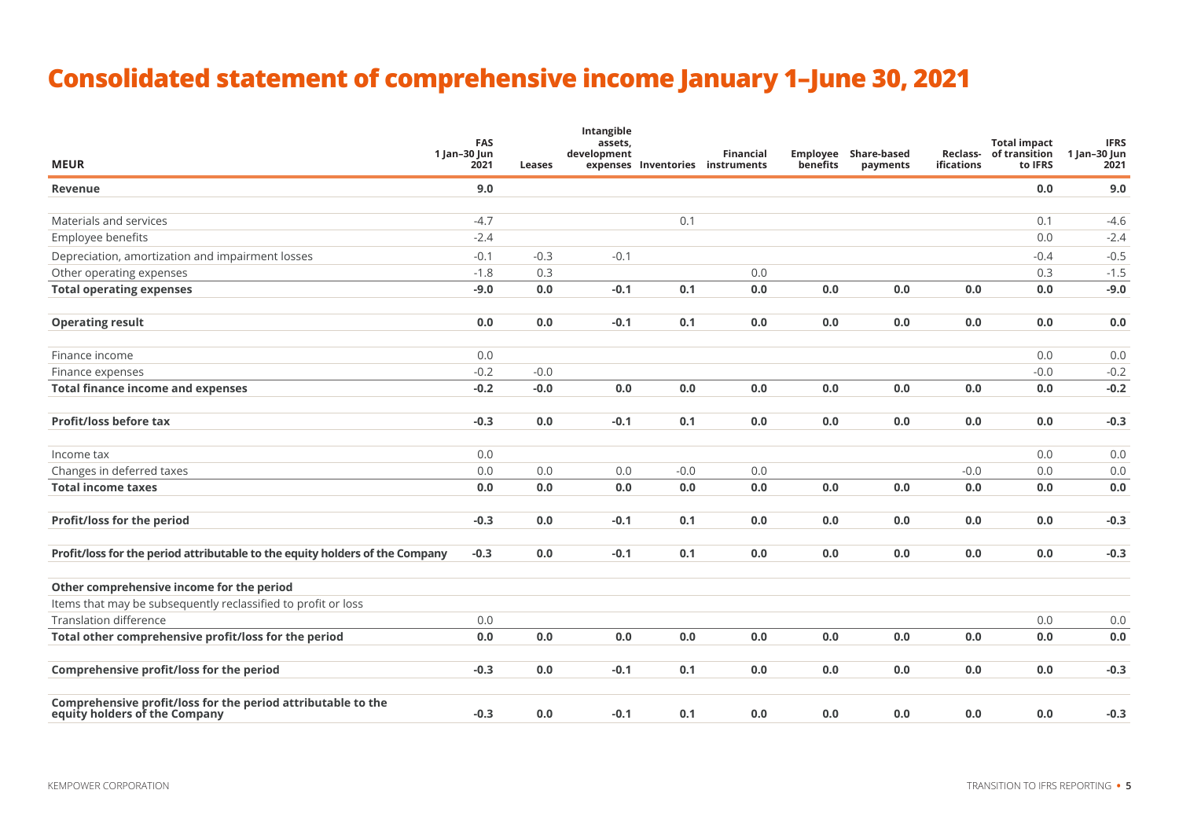# Consolidated statement of comprehensive income January 1–June 30, 2021

| MEUR | FAS 1 Jan–30 Jun 2021 | Leases | Intangible assets, development expenses | Inventories | Financial instruments | Employee benefits | Share-based payments | Reclass-ifications | Total impact of transition to IFRS | IFRS 1 Jan–30 Jun 2021 |
|---|---|---|---|---|---|---|---|---|---|---|
| **Revenue** | **9.0** | | | | | | | | **0.0** | **9.0** |
| Materials and services | -4.7 | | | 0.1 | | | | | 0.1 | -4.6 |
| Employee benefits | -2.4 | | | | | | | | 0.0 | -2.4 |
| Depreciation, amortization and impairment losses | -0.1 | -0.3 | -0.1 | | | | | | -0.4 | -0.5 |
| Other operating expenses | -1.8 | 0.3 | | | 0.0 | | | | 0.3 | -1.5 |
| **Total operating expenses** | **-9.0** | **0.0** | **-0.1** | **0.1** | **0.0** | **0.0** | **0.0** | **0.0** | **0.0** | **-9.0** |
| **Operating result** | **0.0** | **0.0** | **-0.1** | **0.1** | **0.0** | **0.0** | **0.0** | **0.0** | **0.0** | **0.0** |
| Finance income | 0.0 | | | | | | | | 0.0 | 0.0 |
| Finance expenses | -0.2 | -0.0 | | | | | | | -0.0 | -0.2 |
| **Total finance income and expenses** | **-0.2** | **-0.0** | **0.0** | **0.0** | **0.0** | **0.0** | **0.0** | **0.0** | **0.0** | **-0.2** |
| **Profit/loss before tax** | **-0.3** | **0.0** | **-0.1** | **0.1** | **0.0** | **0.0** | **0.0** | **0.0** | **0.0** | **-0.3** |
| Income tax | 0.0 | | | | | | | | 0.0 | 0.0 |
| Changes in deferred taxes | 0.0 | 0.0 | 0.0 | -0.0 | 0.0 | | | -0.0 | 0.0 | 0.0 |
| **Total income taxes** | **0.0** | **0.0** | **0.0** | **0.0** | **0.0** | **0.0** | **0.0** | **0.0** | **0.0** | **0.0** |
| **Profit/loss for the period** | **-0.3** | **0.0** | **-0.1** | **0.1** | **0.0** | **0.0** | **0.0** | **0.0** | **0.0** | **-0.3** |
| **Profit/loss for the period attributable to the equity holders of the Company** | **-0.3** | **0.0** | **-0.1** | **0.1** | **0.0** | **0.0** | **0.0** | **0.0** | **0.0** | **-0.3** |
| **Other comprehensive income for the period** | | | | | | | | | | |
| Items that may be subsequently reclassified to profit or loss | | | | | | | | | | |
| Translation difference | 0.0 | | | | | | | | 0.0 | 0.0 |
| **Total other comprehensive profit/loss for the period** | **0.0** | **0.0** | **0.0** | **0.0** | **0.0** | **0.0** | **0.0** | **0.0** | **0.0** | **0.0** |
| **Comprehensive profit/loss for the period** | **-0.3** | **0.0** | **-0.1** | **0.1** | **0.0** | **0.0** | **0.0** | **0.0** | **0.0** | **-0.3** |
| **Comprehensive profit/loss for the period attributable to the equity holders of the Company** | **-0.3** | **0.0** | **-0.1** | **0.1** | **0.0** | **0.0** | **0.0** | **0.0** | **0.0** | **-0.3** |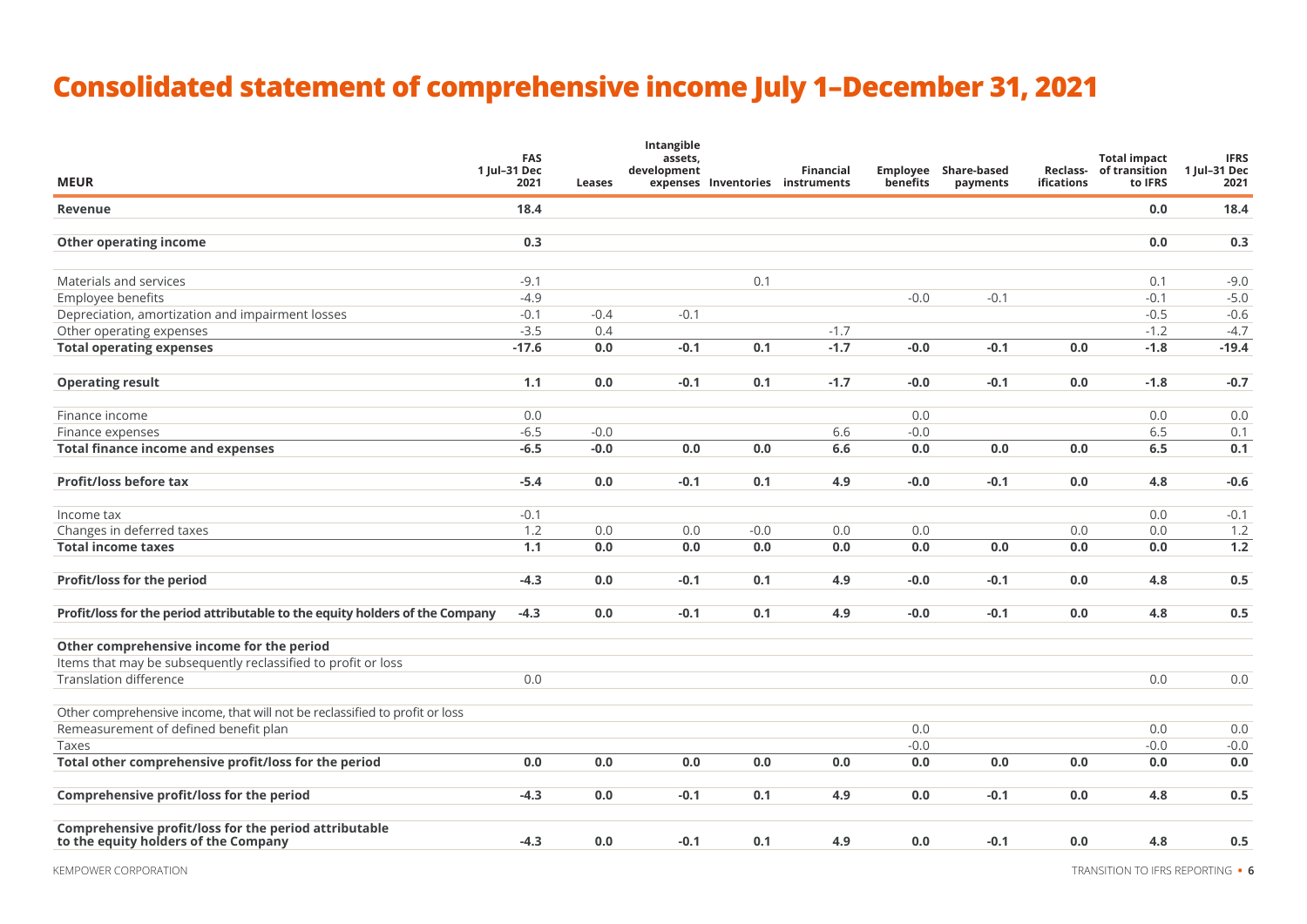# Consolidated statement of comprehensive income July 1–December 31, 2021

| MEUR | FAS 1 Jul–31 Dec 2021 | Leases | Intangible assets, development expenses | Inventories | Financial instruments | Employee benefits | Share-based payments | Reclass-ifications | Total impact of transition to IFRS | IFRS 1 Jul–31 Dec 2021 |
|---|---|---|---|---|---|---|---|---|---|---|
| **Revenue** | **18.4** | | | | | | | | **0.0** | **18.4** |
| **Other operating income** | **0.3** | | | | | | | | **0.0** | **0.3** |
| Materials and services | -9.1 | | | 0.1 | | | | | 0.1 | -9.0 |
| Employee benefits | -4.9 | | | | | -0.0 | -0.1 | | -0.1 | -5.0 |
| Depreciation, amortization and impairment losses | -0.1 | -0.4 | -0.1 | | | | | | -0.5 | -0.6 |
| Other operating expenses | -3.5 | 0.4 | | | -1.7 | | | | -1.2 | -4.7 |
| **Total operating expenses** | **-17.6** | **0.0** | **-0.1** | **0.1** | **-1.7** | **-0.0** | **-0.1** | **0.0** | **-1.8** | **-19.4** |
| **Operating result** | **1.1** | **0.0** | **-0.1** | **0.1** | **-1.7** | **-0.0** | **-0.1** | **0.0** | **-1.8** | **-0.7** |
| Finance income | 0.0 | | | | | 0.0 | | | 0.0 | 0.0 |
| Finance expenses | -6.5 | -0.0 | | | 6.6 | -0.0 | | | 6.5 | 0.1 |
| **Total finance income and expenses** | **-6.5** | **-0.0** | **0.0** | **0.0** | **6.6** | **0.0** | **0.0** | **0.0** | **6.5** | **0.1** |
| **Profit/loss before tax** | **-5.4** | **0.0** | **-0.1** | **0.1** | **4.9** | **-0.0** | **-0.1** | **0.0** | **4.8** | **-0.6** |
| Income tax | -0.1 | | | | | | | | 0.0 | -0.1 |
| Changes in deferred taxes | 1.2 | 0.0 | 0.0 | -0.0 | 0.0 | 0.0 | | 0.0 | 0.0 | 1.2 |
| **Total income taxes** | **1.1** | **0.0** | **0.0** | **0.0** | **0.0** | **0.0** | **0.0** | **0.0** | **0.0** | **1.2** |
| **Profit/loss for the period** | **-4.3** | **0.0** | **-0.1** | **0.1** | **4.9** | **-0.0** | **-0.1** | **0.0** | **4.8** | **0.5** |
| **Profit/loss for the period attributable to the equity holders of the Company** | **-4.3** | **0.0** | **-0.1** | **0.1** | **4.9** | **-0.0** | **-0.1** | **0.0** | **4.8** | **0.5** |
| **Other comprehensive income for the period** | | | | | | | | | | |
| Items that may be subsequently reclassified to profit or loss | | | | | | | | | | |
| Translation difference | 0.0 | | | | | | | | 0.0 | 0.0 |
| Other comprehensive income, that will not be reclassified to profit or loss | | | | | | | | | | |
| Remeasurement of defined benefit plan | | | | | | 0.0 | | | 0.0 | 0.0 |
| Taxes | | | | | | -0.0 | | | -0.0 | -0.0 |
| **Total other comprehensive profit/loss for the period** | **0.0** | **0.0** | **0.0** | **0.0** | **0.0** | **0.0** | **0.0** | **0.0** | **0.0** | **0.0** |
| **Comprehensive profit/loss for the period** | **-4.3** | **0.0** | **-0.1** | **0.1** | **4.9** | **0.0** | **-0.1** | **0.0** | **4.8** | **0.5** |
| **Comprehensive profit/loss for the period attributable to the equity holders of the Company** | **-4.3** | **0.0** | **-0.1** | **0.1** | **4.9** | **0.0** | **-0.1** | **0.0** | **4.8** | **0.5** |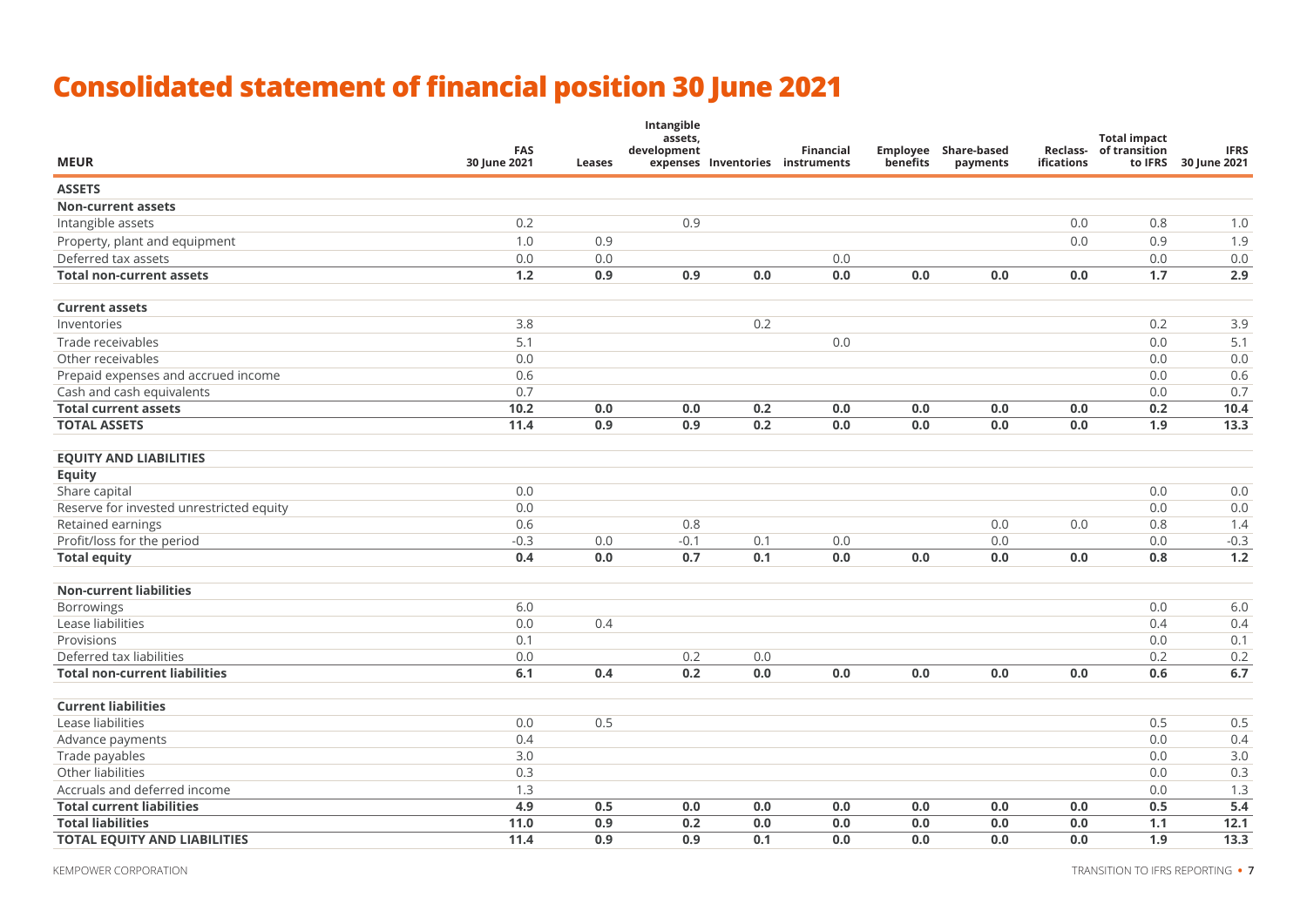# Consolidated statement of financial position 30 June 2021

| MEUR | FAS 30 June 2021 | Leases | Intangible assets, development expenses | Inventories | Financial instruments | Employee benefits | Share-based payments | Reclass-ifications | Total impact of transition to IFRS | IFRS 30 June 2021 |
|---|---|---|---|---|---|---|---|---|---|---|
| **ASSETS** | | | | | | | | | | |
| **Non-current assets** | | | | | | | | | | |
| Intangible assets | 0.2 | | 0.9 | | | | | 0.0 | 0.8 | 1.0 |
| Property, plant and equipment | 1.0 | 0.9 | | | | | | 0.0 | 0.9 | 1.9 |
| Deferred tax assets | 0.0 | 0.0 | | | 0.0 | | | | 0.0 | 0.0 |
| **Total non-current assets** | **1.2** | **0.9** | **0.9** | **0.0** | **0.0** | **0.0** | **0.0** | **0.0** | **1.7** | **2.9** |
| **Current assets** | | | | | | | | | | |
| Inventories | 3.8 | | | 0.2 | | | | | 0.2 | 3.9 |
| Trade receivables | 5.1 | | | | 0.0 | | | | 0.0 | 5.1 |
| Other receivables | 0.0 | | | | | | | | 0.0 | 0.0 |
| Prepaid expenses and accrued income | 0.6 | | | | | | | | 0.0 | 0.6 |
| Cash and cash equivalents | 0.7 | | | | | | | | 0.0 | 0.7 |
| **Total current assets** | **10.2** | **0.0** | **0.0** | **0.2** | **0.0** | **0.0** | **0.0** | **0.0** | **0.2** | **10.4** |
| **TOTAL ASSETS** | **11.4** | **0.9** | **0.9** | **0.2** | **0.0** | **0.0** | **0.0** | **0.0** | **1.9** | **13.3** |
| **EQUITY AND LIABILITIES** | | | | | | | | | | |
| **Equity** | | | | | | | | | | |
| Share capital | 0.0 | | | | | | | | 0.0 | 0.0 |
| Reserve for invested unrestricted equity | 0.0 | | | | | | | | 0.0 | 0.0 |
| Retained earnings | 0.6 | | 0.8 | | | | 0.0 | 0.0 | 0.8 | 1.4 |
| Profit/loss for the period | -0.3 | 0.0 | -0.1 | 0.1 | 0.0 | | 0.0 | | 0.0 | -0.3 |
| **Total equity** | **0.4** | **0.0** | **0.7** | **0.1** | **0.0** | **0.0** | **0.0** | **0.0** | **0.8** | **1.2** |
| **Non-current liabilities** | | | | | | | | | | |
| Borrowings | 6.0 | | | | | | | | 0.0 | 6.0 |
| Lease liabilities | 0.0 | 0.4 | | | | | | | 0.4 | 0.4 |
| Provisions | 0.1 | | | | | | | | 0.0 | 0.1 |
| Deferred tax liabilities | 0.0 | | 0.2 | 0.0 | | | | | 0.2 | 0.2 |
| **Total non-current liabilities** | **6.1** | **0.4** | **0.2** | **0.0** | **0.0** | **0.0** | **0.0** | **0.0** | **0.6** | **6.7** |
| **Current liabilities** | | | | | | | | | | |
| Lease liabilities | 0.0 | 0.5 | | | | | | | 0.5 | 0.5 |
| Advance payments | 0.4 | | | | | | | | 0.0 | 0.4 |
| Trade payables | 3.0 | | | | | | | | 0.0 | 3.0 |
| Other liabilities | 0.3 | | | | | | | | 0.0 | 0.3 |
| Accruals and deferred income | 1.3 | | | | | | | | 0.0 | 1.3 |
| **Total current liabilities** | **4.9** | **0.5** | **0.0** | **0.0** | **0.0** | **0.0** | **0.0** | **0.0** | **0.5** | **5.4** |
| **Total liabilities** | **11.0** | **0.9** | **0.2** | **0.0** | **0.0** | **0.0** | **0.0** | **0.0** | **1.1** | **12.1** |
| **TOTAL EQUITY AND LIABILITIES** | **11.4** | **0.9** | **0.9** | **0.1** | **0.0** | **0.0** | **0.0** | **0.0** | **1.9** | **13.3** |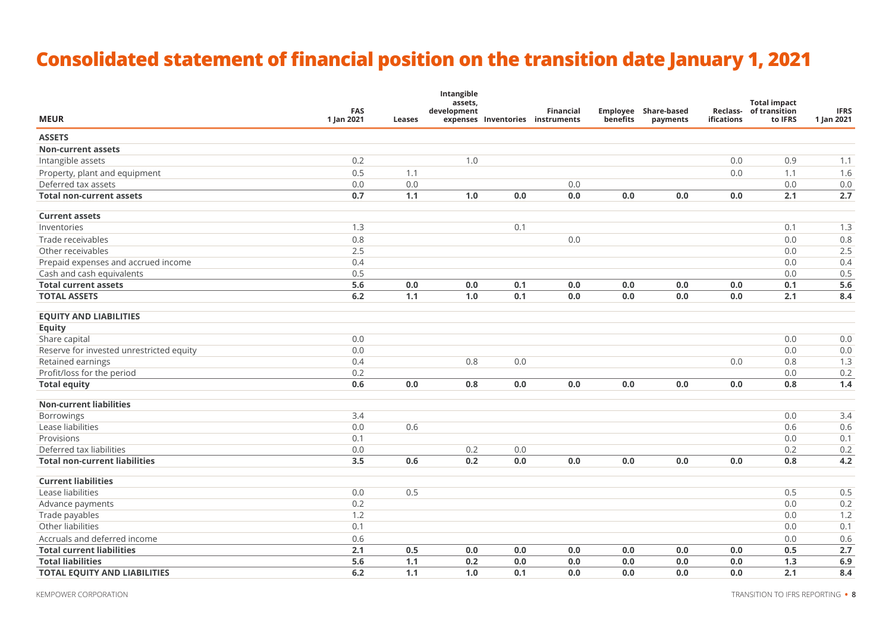# Consolidated statement of financial position on the transition date January 1, 2021

| MEUR | FAS 1 Jan 2021 | Leases | Intangible assets, development expenses | Inventories | Financial instruments | Employee benefits | Share-based payments | Reclass-ifications | Total impact of transition to IFRS | IFRS 1 Jan 2021 |
|---|---|---|---|---|---|---|---|---|---|---|
| **ASSETS** | | | | | | | | | | |
| **Non-current assets** | | | | | | | | | | |
| Intangible assets | 0.2 | | 1.0 | | | | | 0.0 | 0.9 | 1.1 |
| Property, plant and equipment | 0.5 | 1.1 | | | | | | 0.0 | 1.1 | 1.6 |
| Deferred tax assets | 0.0 | 0.0 | | | 0.0 | | | | 0.0 | 0.0 |
| **Total non-current assets** | **0.7** | **1.1** | **1.0** | **0.0** | **0.0** | **0.0** | **0.0** | **0.0** | **2.1** | **2.7** |
| **Current assets** | | | | | | | | | | |
| Inventories | 1.3 | | | 0.1 | | | | | 0.1 | 1.3 |
| Trade receivables | 0.8 | | | | 0.0 | | | | 0.0 | 0.8 |
| Other receivables | 2.5 | | | | | | | | 0.0 | 2.5 |
| Prepaid expenses and accrued income | 0.4 | | | | | | | | 0.0 | 0.4 |
| Cash and cash equivalents | 0.5 | | | | | | | | 0.0 | 0.5 |
| **Total current assets** | **5.6** | **0.0** | **0.0** | **0.1** | **0.0** | **0.0** | **0.0** | **0.0** | **0.1** | **5.6** |
| **TOTAL ASSETS** | **6.2** | **1.1** | **1.0** | **0.1** | **0.0** | **0.0** | **0.0** | **0.0** | **2.1** | **8.4** |
| **EQUITY AND LIABILITIES** | | | | | | | | | | |
| **Equity** | | | | | | | | | | |
| Share capital | 0.0 | | | | | | | | 0.0 | 0.0 |
| Reserve for invested unrestricted equity | 0.0 | | | | | | | | 0.0 | 0.0 |
| Retained earnings | 0.4 | | 0.8 | 0.0 | | | | 0.0 | 0.8 | 1.3 |
| Profit/loss for the period | 0.2 | | | | | | | | 0.0 | 0.2 |
| **Total equity** | **0.6** | **0.0** | **0.8** | **0.0** | **0.0** | **0.0** | **0.0** | **0.0** | **0.8** | **1.4** |
| **Non-current liabilities** | | | | | | | | | | |
| Borrowings | 3.4 | | | | | | | | 0.0 | 3.4 |
| Lease liabilities | 0.0 | 0.6 | | | | | | | 0.6 | 0.6 |
| Provisions | 0.1 | | | | | | | | 0.0 | 0.1 |
| Deferred tax liabilities | 0.0 | | 0.2 | 0.0 | | | | | 0.2 | 0.2 |
| **Total non-current liabilities** | **3.5** | **0.6** | **0.2** | **0.0** | **0.0** | **0.0** | **0.0** | **0.0** | **0.8** | **4.2** |
| **Current liabilities** | | | | | | | | | | |
| Lease liabilities | 0.0 | 0.5 | | | | | | | 0.5 | 0.5 |
| Advance payments | 0.2 | | | | | | | | 0.0 | 0.2 |
| Trade payables | 1.2 | | | | | | | | 0.0 | 1.2 |
| Other liabilities | 0.1 | | | | | | | | 0.0 | 0.1 |
| Accruals and deferred income | 0.6 | | | | | | | | 0.0 | 0.6 |
| **Total current liabilities** | **2.1** | **0.5** | **0.0** | **0.0** | **0.0** | **0.0** | **0.0** | **0.0** | **0.5** | **2.7** |
| **Total liabilities** | **5.6** | **1.1** | **0.2** | **0.0** | **0.0** | **0.0** | **0.0** | **0.0** | **1.3** | **6.9** |
| **TOTAL EQUITY AND LIABILITIES** | **6.2** | **1.1** | **1.0** | **0.1** | **0.0** | **0.0** | **0.0** | **0.0** | **2.1** | **8.4** |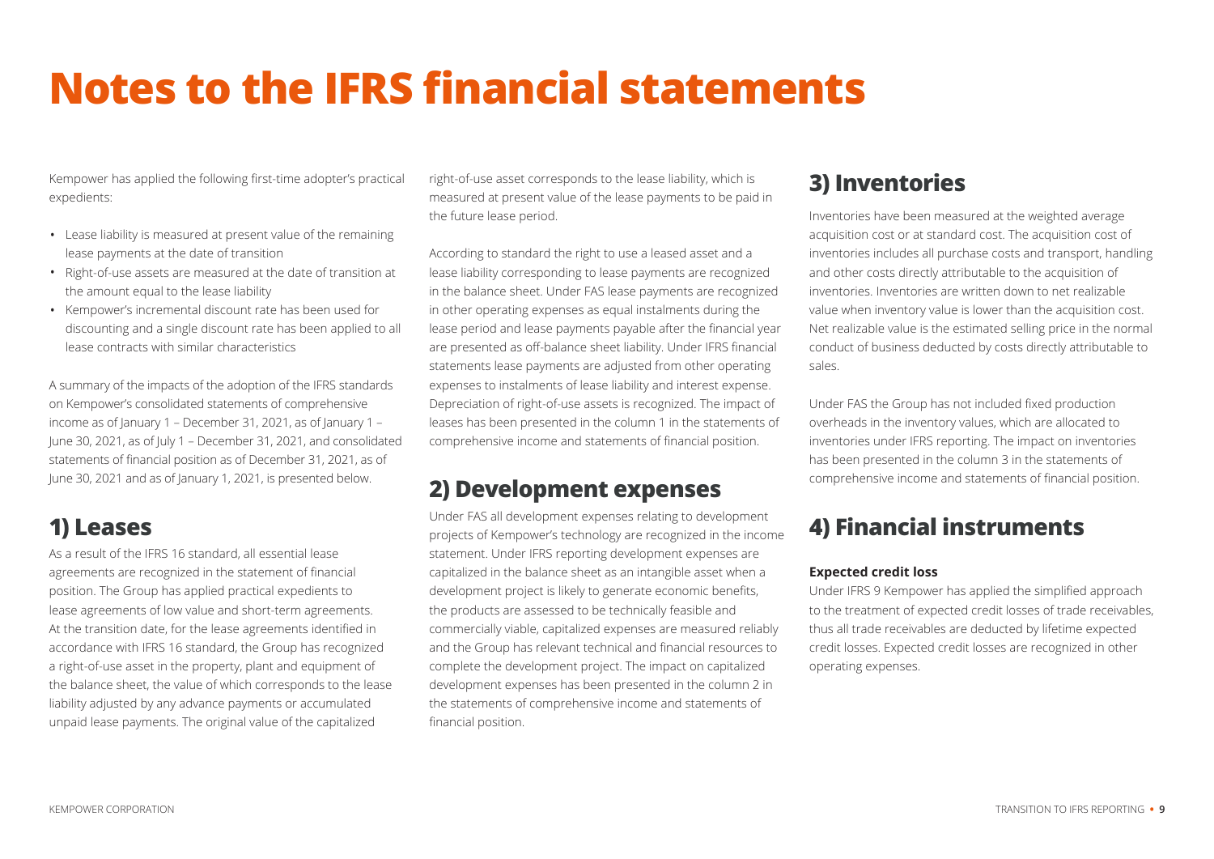# Notes to the IFRS financial statements

Kempower has applied the following first-time adopter's practical expedients:

- Lease liability is measured at present value of the remaining lease payments at the date of transition
- Right-of-use assets are measured at the date of transition at the amount equal to the lease liability
- Kempower's incremental discount rate has been used for discounting and a single discount rate has been applied to all lease contracts with similar characteristics

A summary of the impacts of the adoption of the IFRS standards on Kempower's consolidated statements of comprehensive income as of January 1 – December 31, 2021, as of January 1 – June 30, 2021, as of July 1 – December 31, 2021, and consolidated statements of financial position as of December 31, 2021, as of June 30, 2021 and as of January 1, 2021, is presented below.

## 1) Leases

As a result of the IFRS 16 standard, all essential lease agreements are recognized in the statement of financial position. The Group has applied practical expedients to lease agreements of low value and short-term agreements. At the transition date, for the lease agreements identified in accordance with IFRS 16 standard, the Group has recognized a right-of-use asset in the property, plant and equipment of the balance sheet, the value of which corresponds to the lease liability adjusted by any advance payments or accumulated unpaid lease payments. The original value of the capitalized right-of-use asset corresponds to the lease liability, which is measured at present value of the lease payments to be paid in the future lease period.

According to standard the right to use a leased asset and a lease liability corresponding to lease payments are recognized in the balance sheet. Under FAS lease payments are recognized in other operating expenses as equal instalments during the lease period and lease payments payable after the financial year are presented as off-balance sheet liability. Under IFRS financial statements lease payments are adjusted from other operating expenses to instalments of lease liability and interest expense. Depreciation of right-of-use assets is recognized. The impact of leases has been presented in the column 1 in the statements of comprehensive income and statements of financial position.

## 2) Development expenses

Under FAS all development expenses relating to development projects of Kempower's technology are recognized in the income statement. Under IFRS reporting development expenses are capitalized in the balance sheet as an intangible asset when a development project is likely to generate economic benefits, the products are assessed to be technically feasible and commercially viable, capitalized expenses are measured reliably and the Group has relevant technical and financial resources to complete the development project. The impact on capitalized development expenses has been presented in the column 2 in the statements of comprehensive income and statements of financial position.

## 3) Inventories

Inventories have been measured at the weighted average acquisition cost or at standard cost. The acquisition cost of inventories includes all purchase costs and transport, handling and other costs directly attributable to the acquisition of inventories. Inventories are written down to net realizable value when inventory value is lower than the acquisition cost. Net realizable value is the estimated selling price in the normal conduct of business deducted by costs directly attributable to sales.

Under FAS the Group has not included fixed production overheads in the inventory values, which are allocated to inventories under IFRS reporting. The impact on inventories has been presented in the column 3 in the statements of comprehensive income and statements of financial position.

## 4) Financial instruments

**Expected credit loss**

Under IFRS 9 Kempower has applied the simplified approach to the treatment of expected credit losses of trade receivables, thus all trade receivables are deducted by lifetime expected credit losses. Expected credit losses are recognized in other operating expenses.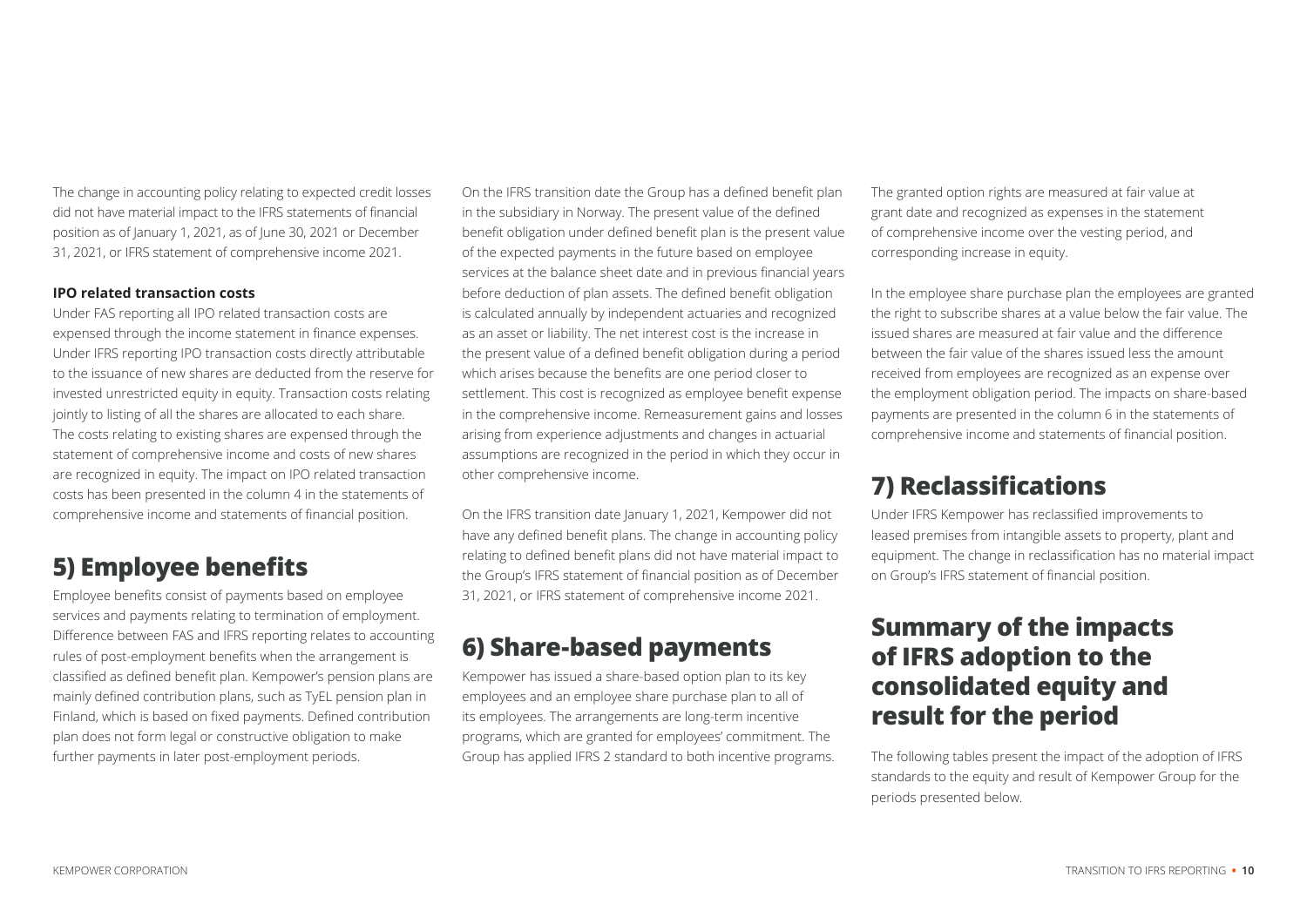The change in accounting policy relating to expected credit losses did not have material impact to the IFRS statements of financial position as of January 1, 2021, as of June 30, 2021 or December 31, 2021, or IFRS statement of comprehensive income 2021.

**IPO related transaction costs**

Under FAS reporting all IPO related transaction costs are expensed through the income statement in finance expenses. Under IFRS reporting IPO transaction costs directly attributable to the issuance of new shares are deducted from the reserve for invested unrestricted equity in equity. Transaction costs relating jointly to listing of all the shares are allocated to each share. The costs relating to existing shares are expensed through the statement of comprehensive income and costs of new shares are recognized in equity. The impact on IPO related transaction costs has been presented in the column 4 in the statements of comprehensive income and statements of financial position.

## 5) Employee benefits

Employee benefits consist of payments based on employee services and payments relating to termination of employment. Difference between FAS and IFRS reporting relates to accounting rules of post-employment benefits when the arrangement is classified as defined benefit plan. Kempower's pension plans are mainly defined contribution plans, such as TyEL pension plan in Finland, which is based on fixed payments. Defined contribution plan does not form legal or constructive obligation to make further payments in later post-employment periods.

On the IFRS transition date the Group has a defined benefit plan in the subsidiary in Norway. The present value of the defined benefit obligation under defined benefit plan is the present value of the expected payments in the future based on employee services at the balance sheet date and in previous financial years before deduction of plan assets. The defined benefit obligation is calculated annually by independent actuaries and recognized as an asset or liability. The net interest cost is the increase in the present value of a defined benefit obligation during a period which arises because the benefits are one period closer to settlement. This cost is recognized as employee benefit expense in the comprehensive income. Remeasurement gains and losses arising from experience adjustments and changes in actuarial assumptions are recognized in the period in which they occur in other comprehensive income.

On the IFRS transition date January 1, 2021, Kempower did not have any defined benefit plans. The change in accounting policy relating to defined benefit plans did not have material impact to the Group's IFRS statement of financial position as of December 31, 2021, or IFRS statement of comprehensive income 2021.

## 6) Share-based payments

Kempower has issued a share-based option plan to its key employees and an employee share purchase plan to all of its employees. The arrangements are long-term incentive programs, which are granted for employees' commitment. The Group has applied IFRS 2 standard to both incentive programs.

The granted option rights are measured at fair value at grant date and recognized as expenses in the statement of comprehensive income over the vesting period, and corresponding increase in equity.

In the employee share purchase plan the employees are granted the right to subscribe shares at a value below the fair value. The issued shares are measured at fair value and the difference between the fair value of the shares issued less the amount received from employees are recognized as an expense over the employment obligation period. The impacts on share-based payments are presented in the column 6 in the statements of comprehensive income and statements of financial position.

## 7) Reclassifications

Under IFRS Kempower has reclassified improvements to leased premises from intangible assets to property, plant and equipment. The change in reclassification has no material impact on Group's IFRS statement of financial position.

## Summary of the impacts of IFRS adoption to the consolidated equity and result for the period

The following tables present the impact of the adoption of IFRS standards to the equity and result of Kempower Group for the periods presented below.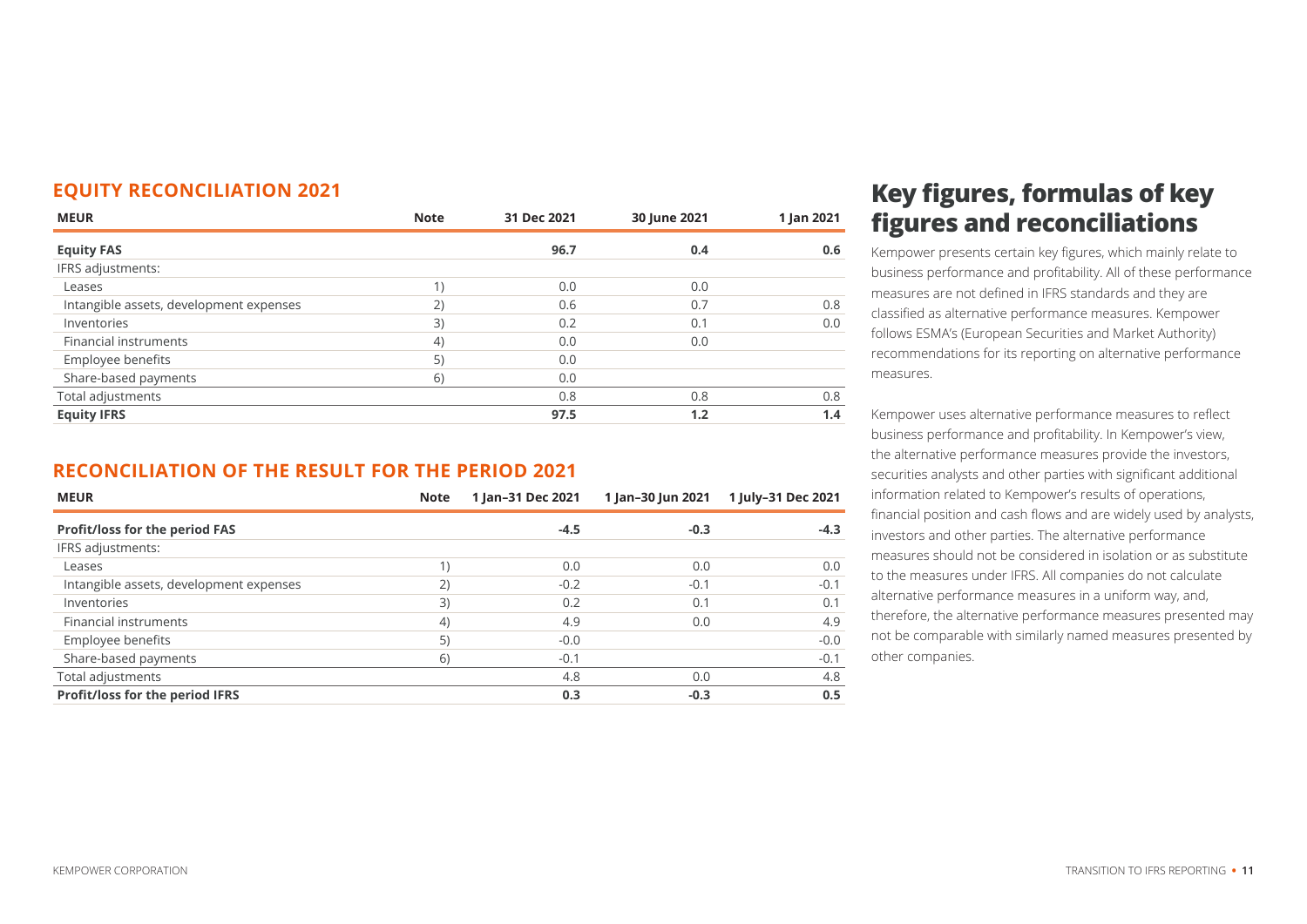## EQUITY RECONCILIATION 2021

| MEUR | Note | 31 Dec 2021 | 30 June 2021 | 1 Jan 2021 |
|---|---|---|---|---|
| **Equity FAS** | | **96.7** | **0.4** | **0.6** |
| IFRS adjustments: | | | | |
| Leases | 1) | 0.0 | 0.0 | |
| Intangible assets, development expenses | 2) | 0.6 | 0.7 | 0.8 |
| Inventories | 3) | 0.2 | 0.1 | 0.0 |
| Financial instruments | 4) | 0.0 | 0.0 | |
| Employee benefits | 5) | 0.0 | | |
| Share-based payments | 6) | 0.0 | | |
| Total adjustments | | 0.8 | 0.8 | 0.8 |
| **Equity IFRS** | | **97.5** | **1.2** | **1.4** |

## RECONCILIATION OF THE RESULT FOR THE PERIOD 2021

| MEUR | Note | 1 Jan–31 Dec 2021 | 1 Jan–30 Jun 2021 | 1 July–31 Dec 2021 |
|---|---|---|---|---|
| **Profit/loss for the period FAS** | | **-4.5** | **-0.3** | **-4.3** |
| IFRS adjustments: | | | | |
| Leases | 1) | 0.0 | 0.0 | 0.0 |
| Intangible assets, development expenses | 2) | -0.2 | -0.1 | -0.1 |
| Inventories | 3) | 0.2 | 0.1 | 0.1 |
| Financial instruments | 4) | 4.9 | 0.0 | 4.9 |
| Employee benefits | 5) | -0.0 | | -0.0 |
| Share-based payments | 6) | -0.1 | | -0.1 |
| Total adjustments | | 4.8 | 0.0 | 4.8 |
| **Profit/loss for the period IFRS** | | **0.3** | **-0.3** | **0.5** |

# Key figures, formulas of key figures and reconciliations

Kempower presents certain key figures, which mainly relate to business performance and profitability. All of these performance measures are not defined in IFRS standards and they are classified as alternative performance measures. Kempower follows ESMA's (European Securities and Market Authority) recommendations for its reporting on alternative performance measures.

Kempower uses alternative performance measures to reflect business performance and profitability. In Kempower's view, the alternative performance measures provide the investors, securities analysts and other parties with significant additional information related to Kempower's results of operations, financial position and cash flows and are widely used by analysts, investors and other parties. The alternative performance measures should not be considered in isolation or as substitute to the measures under IFRS. All companies do not calculate alternative performance measures in a uniform way, and, therefore, the alternative performance measures presented may not be comparable with similarly named measures presented by other companies.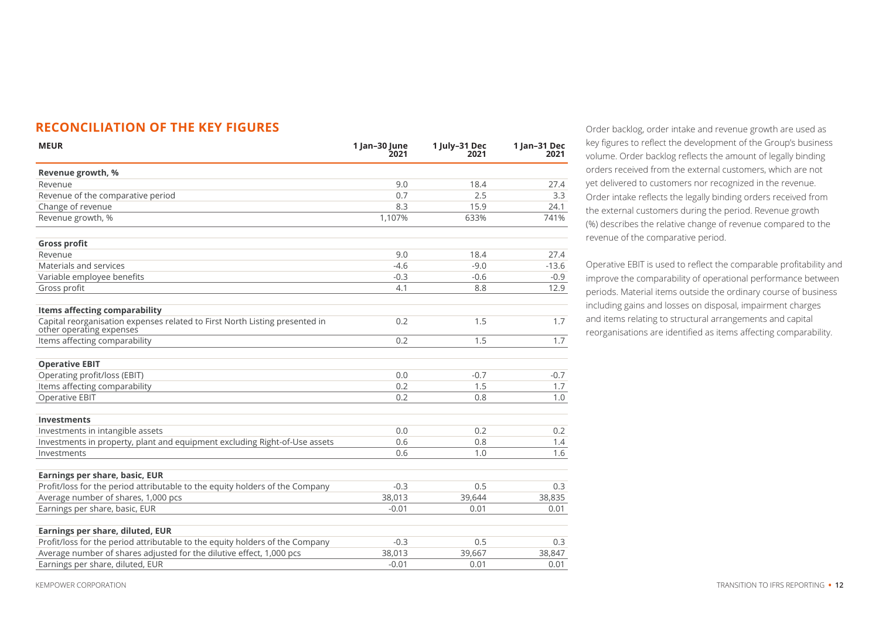## RECONCILIATION OF THE KEY FIGURES

| MEUR | 1 Jan–30 June 2021 | 1 July–31 Dec 2021 | 1 Jan–31 Dec 2021 |
|---|---|---|---|
| **Revenue growth, %** | | | |
| Revenue | 9.0 | 18.4 | 27.4 |
| Revenue of the comparative period | 0.7 | 2.5 | 3.3 |
| Change of revenue | 8.3 | 15.9 | 24.1 |
| Revenue growth, % | 1,107% | 633% | 741% |
| **Gross profit** | | | |
| Revenue | 9.0 | 18.4 | 27.4 |
| Materials and services | -4.6 | -9.0 | -13.6 |
| Variable employee benefits | -0.3 | -0.6 | -0.9 |
| Gross profit | 4.1 | 8.8 | 12.9 |
| **Items affecting comparability** | | | |
| Capital reorganisation expenses related to First North Listing presented in other operating expenses | 0.2 | 1.5 | 1.7 |
| Items affecting comparability | 0.2 | 1.5 | 1.7 |
| **Operative EBIT** | | | |
| Operating profit/loss (EBIT) | 0.0 | -0.7 | -0.7 |
| Items affecting comparability | 0.2 | 1.5 | 1.7 |
| Operative EBIT | 0.2 | 0.8 | 1.0 |
| **Investments** | | | |
| Investments in intangible assets | 0.0 | 0.2 | 0.2 |
| Investments in property, plant and equipment excluding Right-of-Use assets | 0.6 | 0.8 | 1.4 |
| Investments | 0.6 | 1.0 | 1.6 |
| **Earnings per share, basic, EUR** | | | |
| Profit/loss for the period attributable to the equity holders of the Company | -0.3 | 0.5 | 0.3 |
| Average number of shares, 1,000 pcs | 38,013 | 39,644 | 38,835 |
| Earnings per share, basic, EUR | -0.01 | 0.01 | 0.01 |
| **Earnings per share, diluted, EUR** | | | |
| Profit/loss for the period attributable to the equity holders of the Company | -0.3 | 0.5 | 0.3 |
| Average number of shares adjusted for the dilutive effect, 1,000 pcs | 38,013 | 39,667 | 38,847 |
| Earnings per share, diluted, EUR | -0.01 | 0.01 | 0.01 |

Order backlog, order intake and revenue growth are used as key figures to reflect the development of the Group's business volume. Order backlog reflects the amount of legally binding orders received from the external customers, which are not yet delivered to customers nor recognized in the revenue. Order intake reflects the legally binding orders received from the external customers during the period. Revenue growth (%) describes the relative change of revenue compared to the revenue of the comparative period.

Operative EBIT is used to reflect the comparable profitability and improve the comparability of operational performance between periods. Material items outside the ordinary course of business including gains and losses on disposal, impairment charges and items relating to structural arrangements and capital reorganisations are identified as items affecting comparability.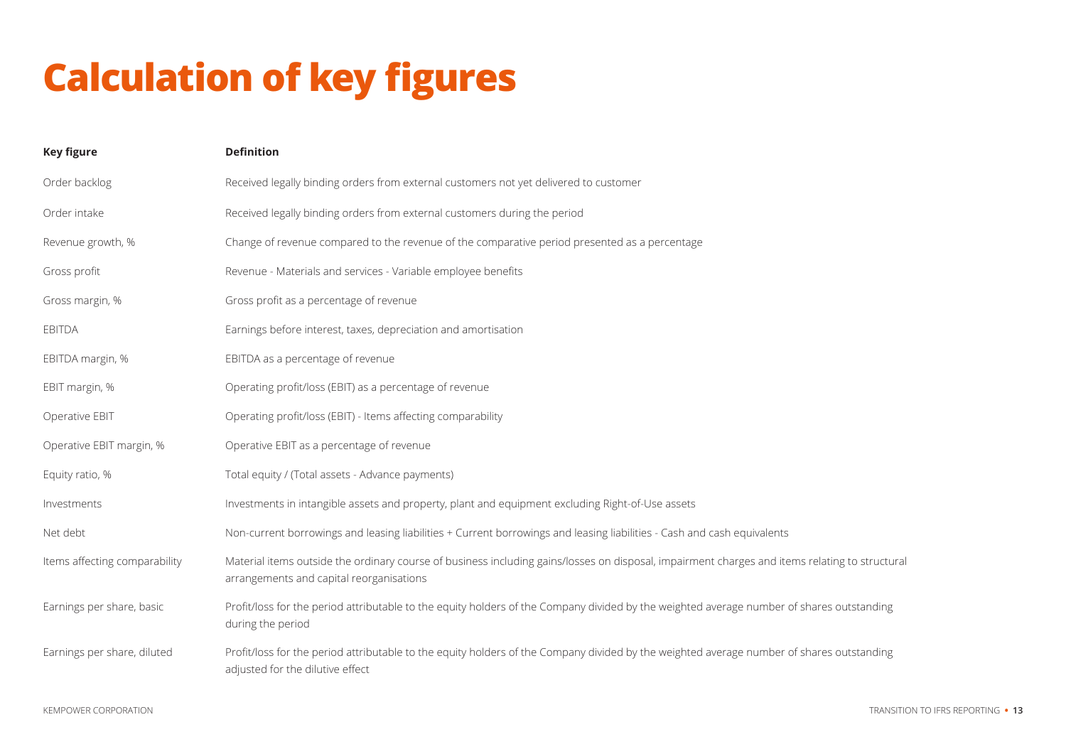# Calculation of key figures

| Key figure | Definition |
| --- | --- |
| Order backlog | Received legally binding orders from external customers not yet delivered to customer |
| Order intake | Received legally binding orders from external customers during the period |
| Revenue growth, % | Change of revenue compared to the revenue of the comparative period presented as a percentage |
| Gross profit | Revenue - Materials and services - Variable employee benefits |
| Gross margin, % | Gross profit as a percentage of revenue |
| EBITDA | Earnings before interest, taxes, depreciation and amortisation |
| EBITDA margin, % | EBITDA as a percentage of revenue |
| EBIT margin, % | Operating profit/loss (EBIT) as a percentage of revenue |
| Operative EBIT | Operating profit/loss (EBIT) - Items affecting comparability |
| Operative EBIT margin, % | Operative EBIT as a percentage of revenue |
| Equity ratio, % | Total equity / (Total assets - Advance payments) |
| Investments | Investments in intangible assets and property, plant and equipment excluding Right-of-Use assets |
| Net debt | Non-current borrowings and leasing liabilities + Current borrowings and leasing liabilities - Cash and cash equivalents |
| Items affecting comparability | Material items outside the ordinary course of business including gains/losses on disposal, impairment charges and items relating to structural arrangements and capital reorganisations |
| Earnings per share, basic | Profit/loss for the period attributable to the equity holders of the Company divided by the weighted average number of shares outstanding during the period |
| Earnings per share, diluted | Profit/loss for the period attributable to the equity holders of the Company divided by the weighted average number of shares outstanding adjusted for the dilutive effect |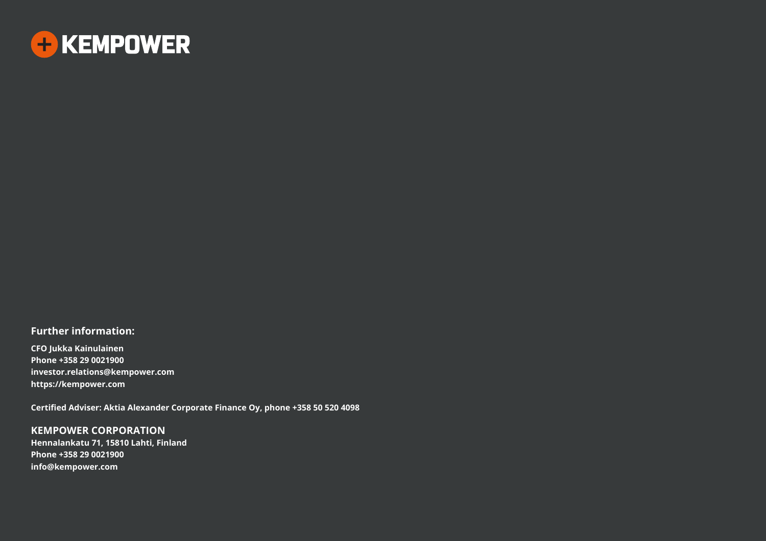**KEMPOWER**

**Further information:**

**CFO Jukka Kainulainen**
**Phone +358 29 0021900**
**investor.relations@kempower.com**
**https://kempower.com**

**Certified Adviser: Aktia Alexander Corporate Finance Oy, phone +358 50 520 4098**

**KEMPOWER CORPORATION**
**Hennalankatu 71, 15810 Lahti, Finland**
**Phone +358 29 0021900**
**info@kempower.com**